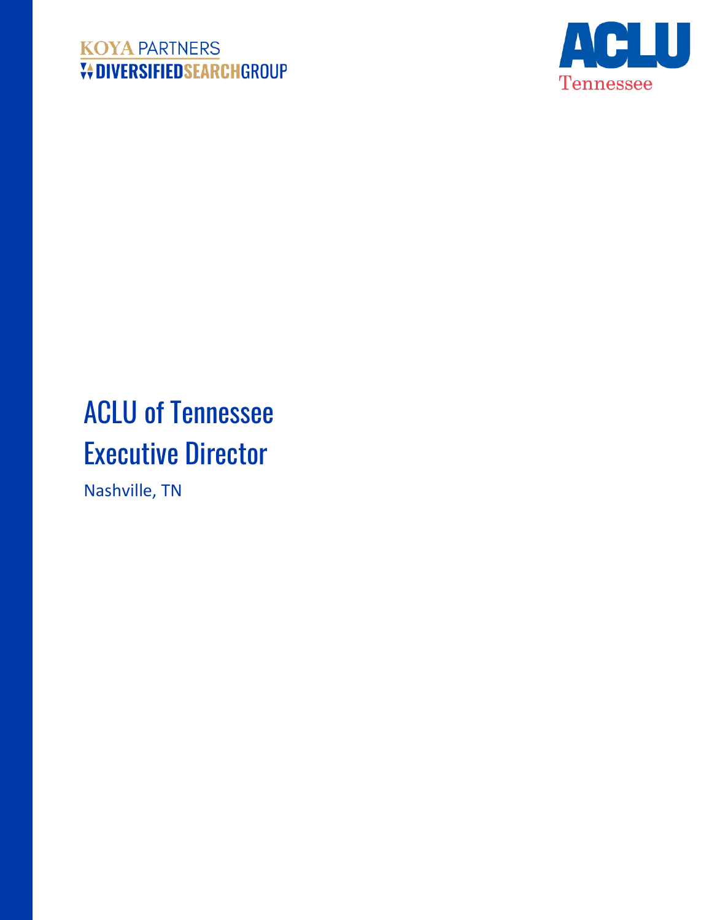KOYA PARTNERS
DIVERSIFIEDSEARCHGROUP

ACLU
Tennessee

# ACLU of Tennessee
# Executive Director

Nashville, TN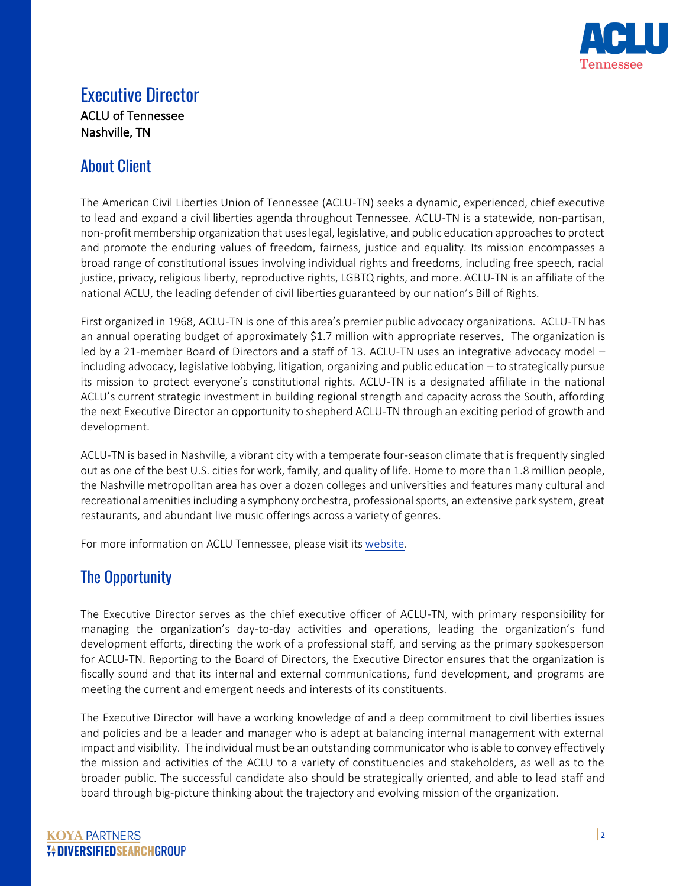# Executive Director

ACLU of Tennessee
Nashville, TN

## About Client

The American Civil Liberties Union of Tennessee (ACLU-TN) seeks a dynamic, experienced, chief executive to lead and expand a civil liberties agenda throughout Tennessee. ACLU-TN is a statewide, non-partisan, non-profit membership organization that uses legal, legislative, and public education approaches to protect and promote the enduring values of freedom, fairness, justice and equality. Its mission encompasses a broad range of constitutional issues involving individual rights and freedoms, including free speech, racial justice, privacy, religious liberty, reproductive rights, LGBTQ rights, and more. ACLU-TN is an affiliate of the national ACLU, the leading defender of civil liberties guaranteed by our nation's Bill of Rights.

First organized in 1968, ACLU-TN is one of this area's premier public advocacy organizations. ACLU-TN has an annual operating budget of approximately $1.7 million with appropriate reserves. The organization is led by a 21-member Board of Directors and a staff of 13. ACLU-TN uses an integrative advocacy model – including advocacy, legislative lobbying, litigation, organizing and public education – to strategically pursue its mission to protect everyone's constitutional rights. ACLU-TN is a designated affiliate in the national ACLU's current strategic investment in building regional strength and capacity across the South, affording the next Executive Director an opportunity to shepherd ACLU-TN through an exciting period of growth and development.

ACLU-TN is based in Nashville, a vibrant city with a temperate four-season climate that is frequently singled out as one of the best U.S. cities for work, family, and quality of life. Home to more than 1.8 million people, the Nashville metropolitan area has over a dozen colleges and universities and features many cultural and recreational amenities including a symphony orchestra, professional sports, an extensive park system, great restaurants, and abundant live music offerings across a variety of genres.

For more information on ACLU Tennessee, please visit its website.

## The Opportunity

The Executive Director serves as the chief executive officer of ACLU-TN, with primary responsibility for managing the organization's day-to-day activities and operations, leading the organization's fund development efforts, directing the work of a professional staff, and serving as the primary spokesperson for ACLU-TN. Reporting to the Board of Directors, the Executive Director ensures that the organization is fiscally sound and that its internal and external communications, fund development, and programs are meeting the current and emergent needs and interests of its constituents.

The Executive Director will have a working knowledge of and a deep commitment to civil liberties issues and policies and be a leader and manager who is adept at balancing internal management with external impact and visibility. The individual must be an outstanding communicator who is able to convey effectively the mission and activities of the ACLU to a variety of constituencies and stakeholders, as well as to the broader public. The successful candidate also should be strategically oriented, and able to lead staff and board through big-picture thinking about the trajectory and evolving mission of the organization.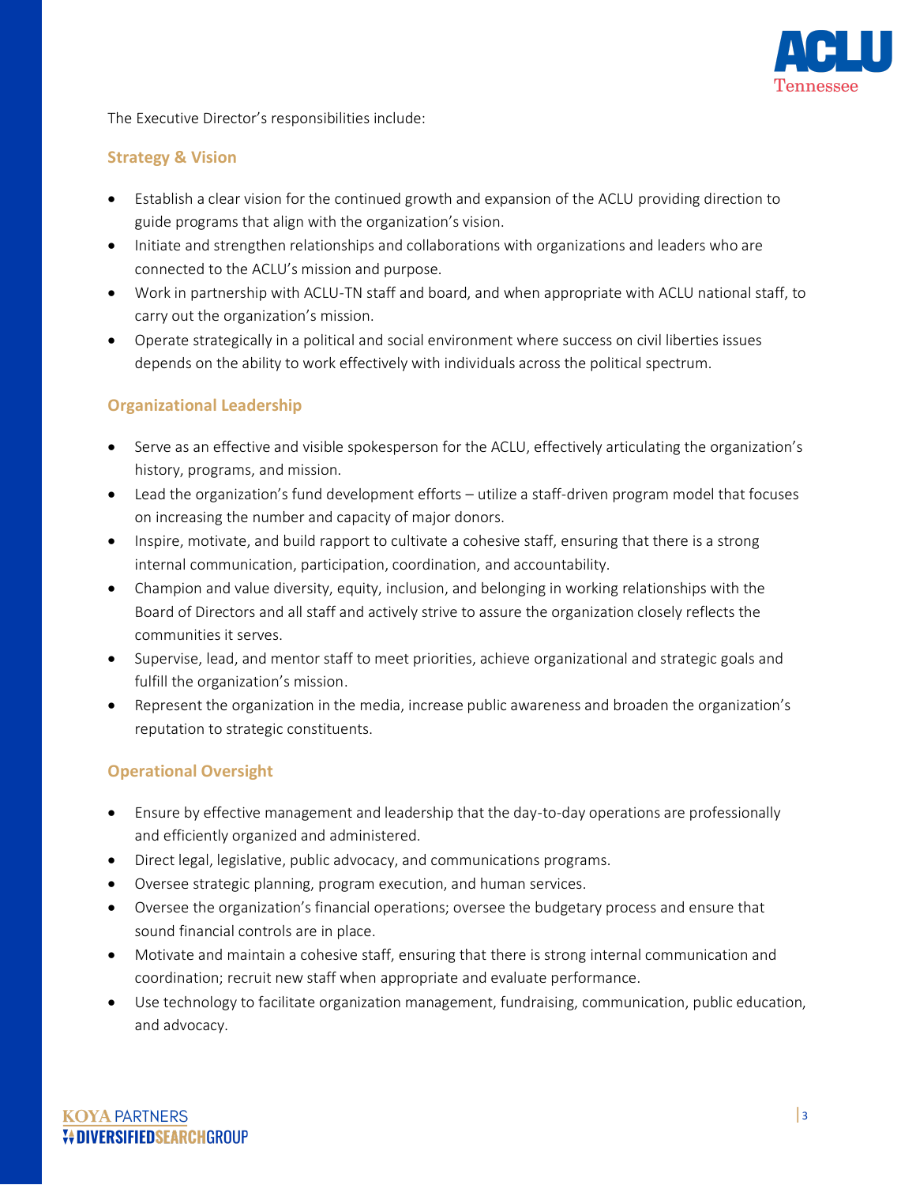The Executive Director's responsibilities include:

### Strategy & Vision

- Establish a clear vision for the continued growth and expansion of the ACLU providing direction to guide programs that align with the organization's vision.
- Initiate and strengthen relationships and collaborations with organizations and leaders who are connected to the ACLU's mission and purpose.
- Work in partnership with ACLU-TN staff and board, and when appropriate with ACLU national staff, to carry out the organization's mission.
- Operate strategically in a political and social environment where success on civil liberties issues depends on the ability to work effectively with individuals across the political spectrum.

### Organizational Leadership

- Serve as an effective and visible spokesperson for the ACLU, effectively articulating the organization's history, programs, and mission.
- Lead the organization's fund development efforts – utilize a staff-driven program model that focuses on increasing the number and capacity of major donors.
- Inspire, motivate, and build rapport to cultivate a cohesive staff, ensuring that there is a strong internal communication, participation, coordination, and accountability.
- Champion and value diversity, equity, inclusion, and belonging in working relationships with the Board of Directors and all staff and actively strive to assure the organization closely reflects the communities it serves.
- Supervise, lead, and mentor staff to meet priorities, achieve organizational and strategic goals and fulfill the organization's mission.
- Represent the organization in the media, increase public awareness and broaden the organization's reputation to strategic constituents.

### Operational Oversight

- Ensure by effective management and leadership that the day-to-day operations are professionally and efficiently organized and administered.
- Direct legal, legislative, public advocacy, and communications programs.
- Oversee strategic planning, program execution, and human services.
- Oversee the organization's financial operations; oversee the budgetary process and ensure that sound financial controls are in place.
- Motivate and maintain a cohesive staff, ensuring that there is strong internal communication and coordination; recruit new staff when appropriate and evaluate performance.
- Use technology to facilitate organization management, fundraising, communication, public education, and advocacy.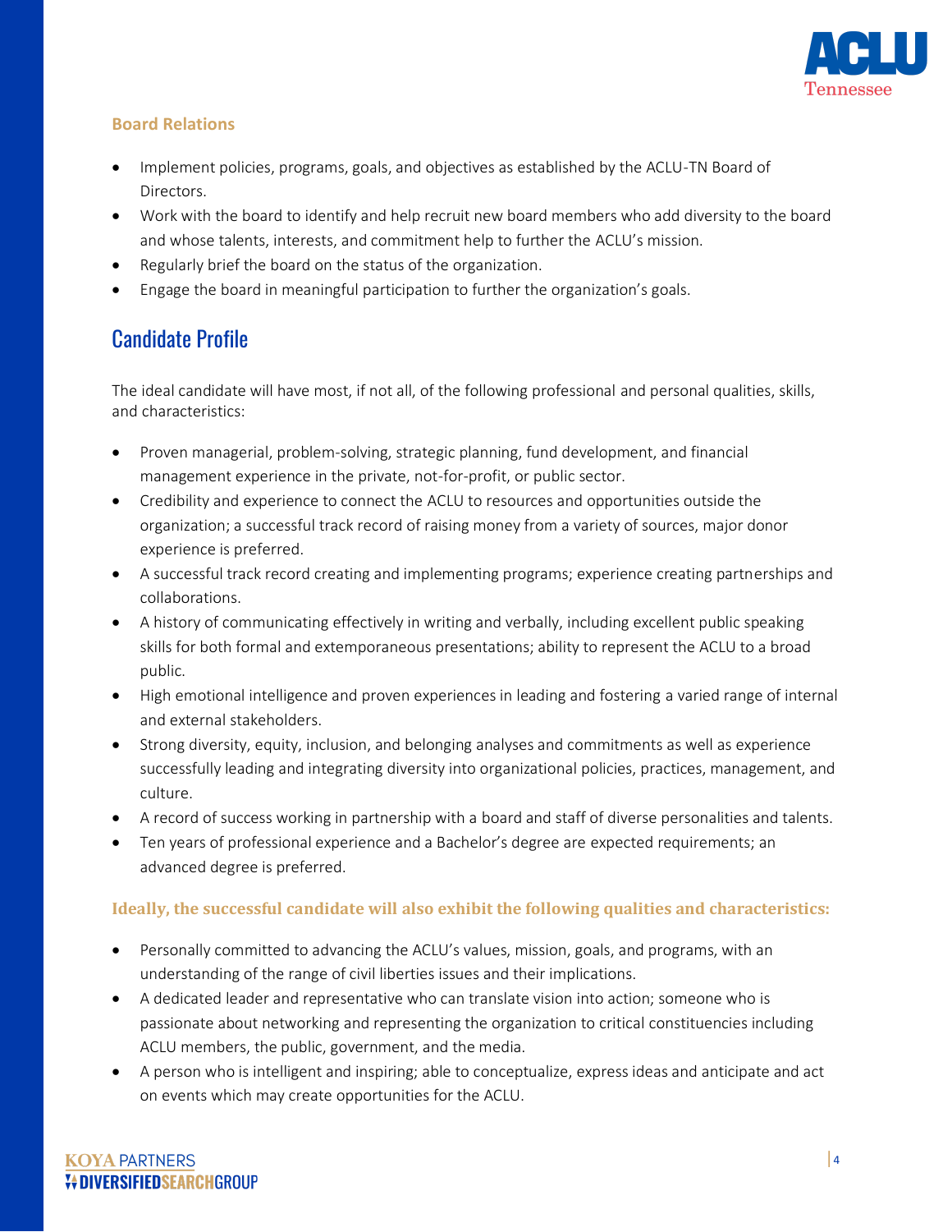### Board Relations

- Implement policies, programs, goals, and objectives as established by the ACLU-TN Board of Directors.
- Work with the board to identify and help recruit new board members who add diversity to the board and whose talents, interests, and commitment help to further the ACLU's mission.
- Regularly brief the board on the status of the organization.
- Engage the board in meaningful participation to further the organization's goals.

## Candidate Profile

The ideal candidate will have most, if not all, of the following professional and personal qualities, skills, and characteristics:

- Proven managerial, problem-solving, strategic planning, fund development, and financial management experience in the private, not-for-profit, or public sector.
- Credibility and experience to connect the ACLU to resources and opportunities outside the organization; a successful track record of raising money from a variety of sources, major donor experience is preferred.
- A successful track record creating and implementing programs; experience creating partnerships and collaborations.
- A history of communicating effectively in writing and verbally, including excellent public speaking skills for both formal and extemporaneous presentations; ability to represent the ACLU to a broad public.
- High emotional intelligence and proven experiences in leading and fostering a varied range of internal and external stakeholders.
- Strong diversity, equity, inclusion, and belonging analyses and commitments as well as experience successfully leading and integrating diversity into organizational policies, practices, management, and culture.
- A record of success working in partnership with a board and staff of diverse personalities and talents.
- Ten years of professional experience and a Bachelor's degree are expected requirements; an advanced degree is preferred.

### Ideally, the successful candidate will also exhibit the following qualities and characteristics:

- Personally committed to advancing the ACLU's values, mission, goals, and programs, with an understanding of the range of civil liberties issues and their implications.
- A dedicated leader and representative who can translate vision into action; someone who is passionate about networking and representing the organization to critical constituencies including ACLU members, the public, government, and the media.
- A person who is intelligent and inspiring; able to conceptualize, express ideas and anticipate and act on events which may create opportunities for the ACLU.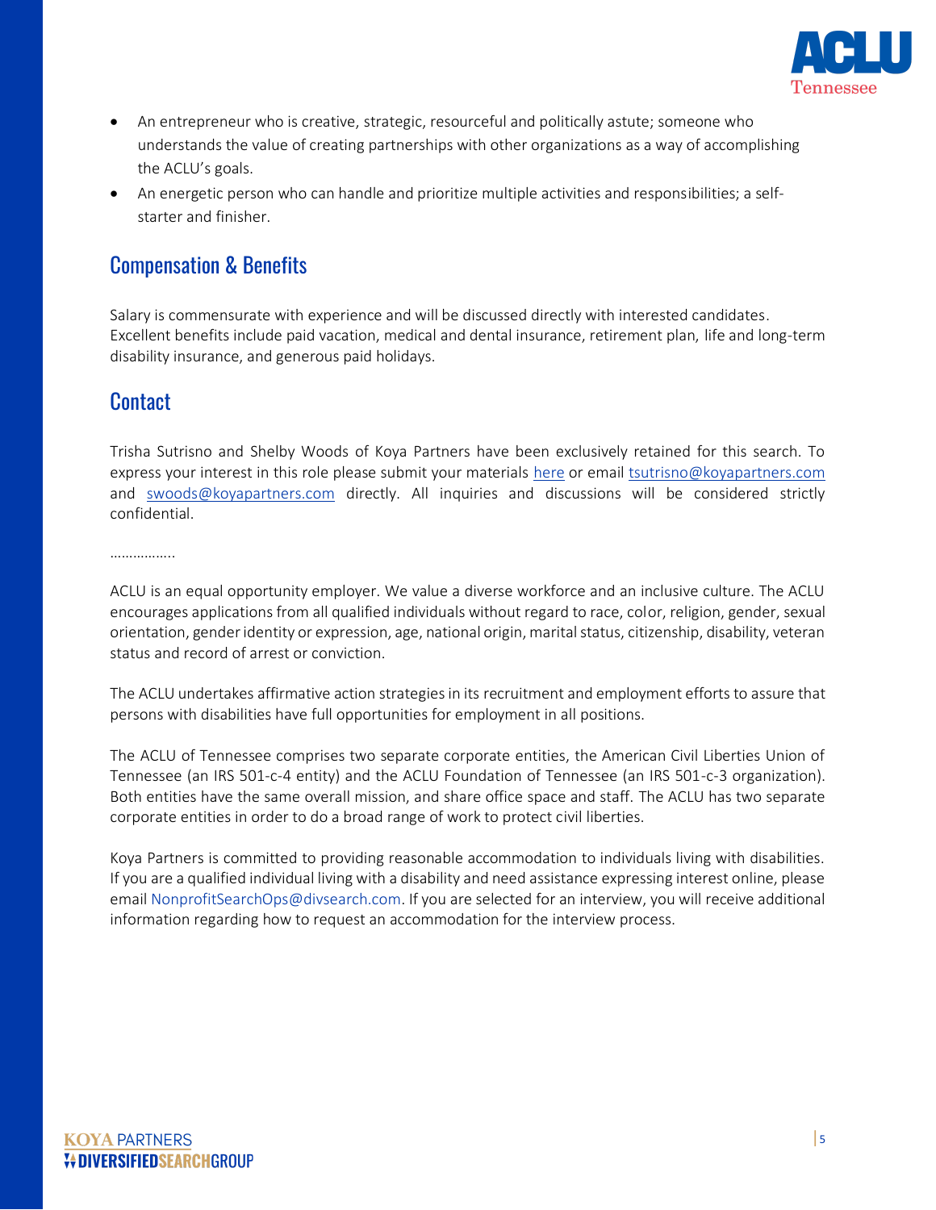- An entrepreneur who is creative, strategic, resourceful and politically astute; someone who understands the value of creating partnerships with other organizations as a way of accomplishing the ACLU's goals.
- An energetic person who can handle and prioritize multiple activities and responsibilities; a self-starter and finisher.

## Compensation & Benefits

Salary is commensurate with experience and will be discussed directly with interested candidates. Excellent benefits include paid vacation, medical and dental insurance, retirement plan, life and long-term disability insurance, and generous paid holidays.

## Contact

Trisha Sutrisno and Shelby Woods of Koya Partners have been exclusively retained for this search. To express your interest in this role please submit your materials here or email tsutrisno@koyapartners.com and swoods@koyapartners.com directly. All inquiries and discussions will be considered strictly confidential.

……………..

ACLU is an equal opportunity employer. We value a diverse workforce and an inclusive culture. The ACLU encourages applications from all qualified individuals without regard to race, color, religion, gender, sexual orientation, gender identity or expression, age, national origin, marital status, citizenship, disability, veteran status and record of arrest or conviction.

The ACLU undertakes affirmative action strategies in its recruitment and employment efforts to assure that persons with disabilities have full opportunities for employment in all positions.

The ACLU of Tennessee comprises two separate corporate entities, the American Civil Liberties Union of Tennessee (an IRS 501-c-4 entity) and the ACLU Foundation of Tennessee (an IRS 501-c-3 organization). Both entities have the same overall mission, and share office space and staff. The ACLU has two separate corporate entities in order to do a broad range of work to protect civil liberties.

Koya Partners is committed to providing reasonable accommodation to individuals living with disabilities. If you are a qualified individual living with a disability and need assistance expressing interest online, please email NonprofitSearchOps@divsearch.com. If you are selected for an interview, you will receive additional information regarding how to request an accommodation for the interview process.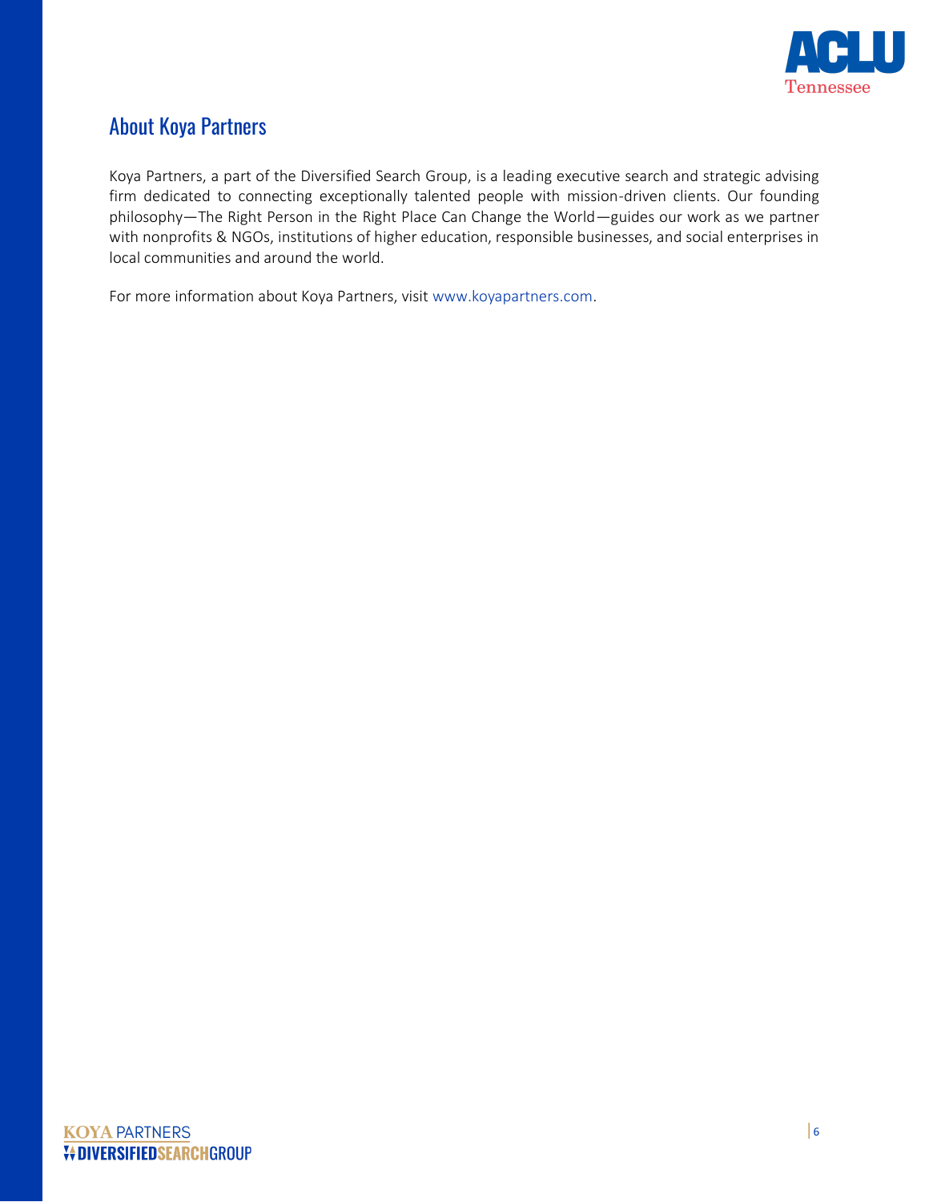## About Koya Partners

Koya Partners, a part of the Diversified Search Group, is a leading executive search and strategic advising firm dedicated to connecting exceptionally talented people with mission-driven clients. Our founding philosophy—The Right Person in the Right Place Can Change the World—guides our work as we partner with nonprofits & NGOs, institutions of higher education, responsible businesses, and social enterprises in local communities and around the world.

For more information about Koya Partners, visit www.koyapartners.com.